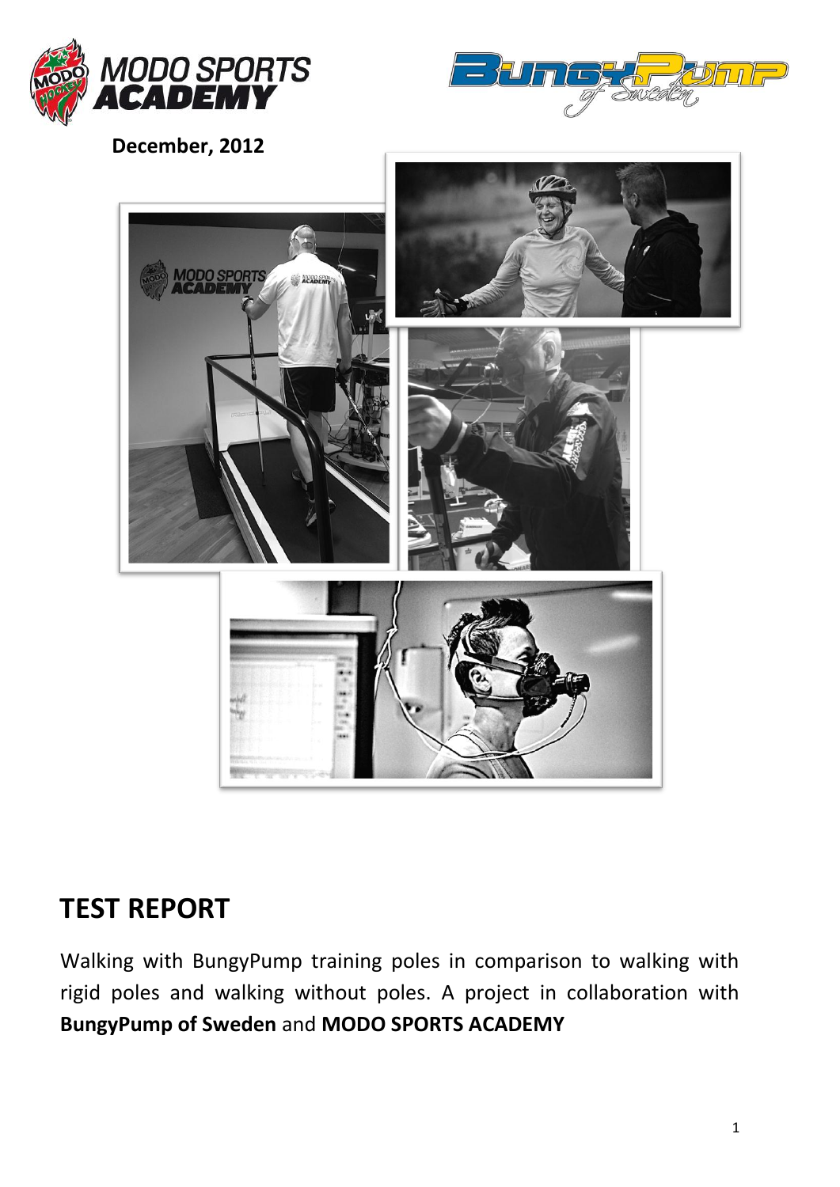December, 2012

# TEST REPORT

Walking with BungyPump training poles in comparison to walking with rigid poles and walking without poles. A project in collaboration with **BungyPump of Sweden** and **MODO SPORTS ACADEMY**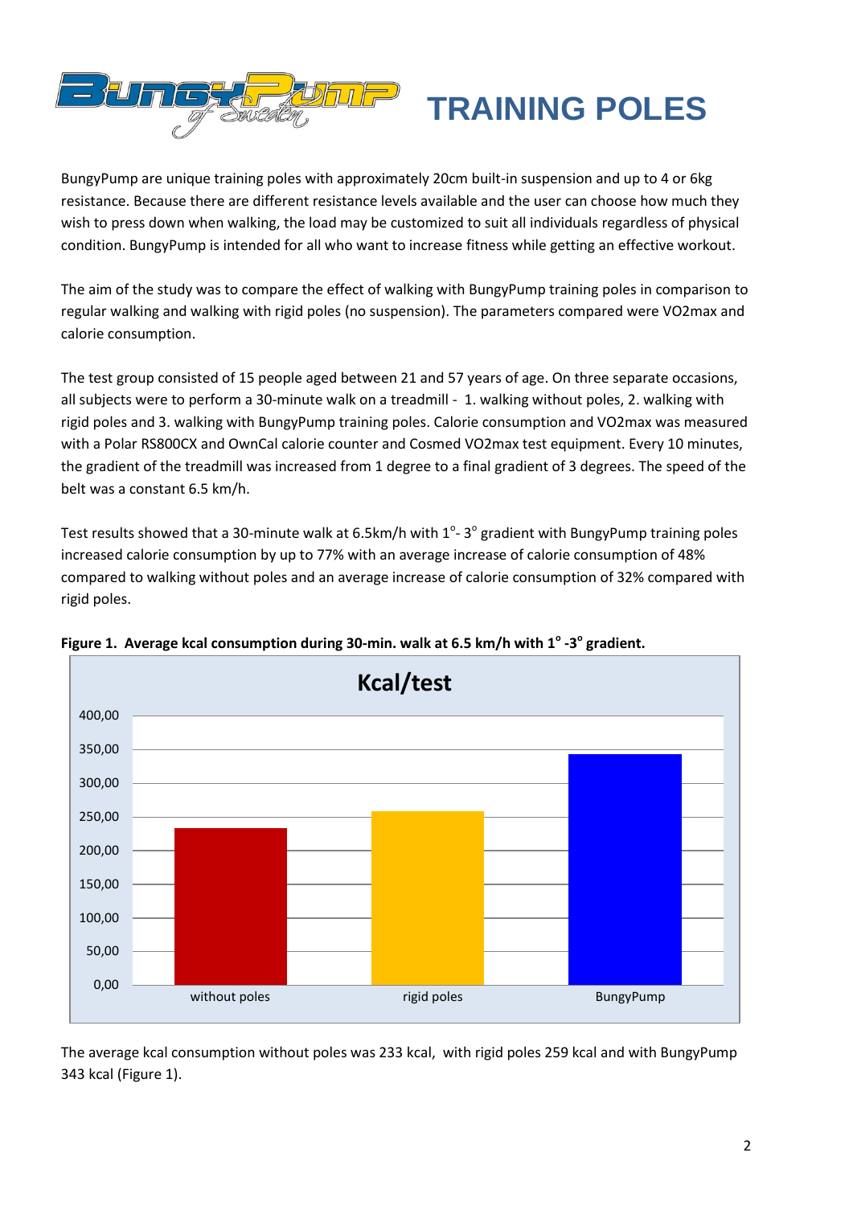# TRAINING POLES

BungyPump are unique training poles with approximately 20cm built-in suspension and up to 4 or 6kg resistance. Because there are different resistance levels available and the user can choose how much they wish to press down when walking, the load may be customized to suit all individuals regardless of physical condition. BungyPump is intended for all who want to increase fitness while getting an effective workout.

The aim of the study was to compare the effect of walking with BungyPump training poles in comparison to regular walking and walking with rigid poles (no suspension). The parameters compared were VO2max and calorie consumption.

The test group consisted of 15 people aged between 21 and 57 years of age. On three separate occasions, all subjects were to perform a 30-minute walk on a treadmill - 1. walking without poles, 2. walking with rigid poles and 3. walking with BungyPump training poles. Calorie consumption and VO2max was measured with a Polar RS800CX and OwnCal calorie counter and Cosmed VO2max test equipment. Every 10 minutes, the gradient of the treadmill was increased from 1 degree to a final gradient of 3 degrees. The speed of the belt was a constant 6.5 km/h.

Test results showed that a 30-minute walk at 6.5km/h with $1^{\circ}$- $3^{\circ}$ gradient with BungyPump training poles increased calorie consumption by up to 77% with an average increase of calorie consumption of 48% compared to walking without poles and an average increase of calorie consumption of 32% compared with rigid poles.

**Figure 1. Average kcal consumption during 30-min. walk at 6.5 km/h with $1^{\circ}$ -$3^{\circ}$ gradient.**

| Kcal/test | |
|---|---|
| without poles | 233 |
| rigid poles | 259 |
| BungyPump | 343 |

The average kcal consumption without poles was 233 kcal, with rigid poles 259 kcal and with BungyPump 343 kcal (Figure 1).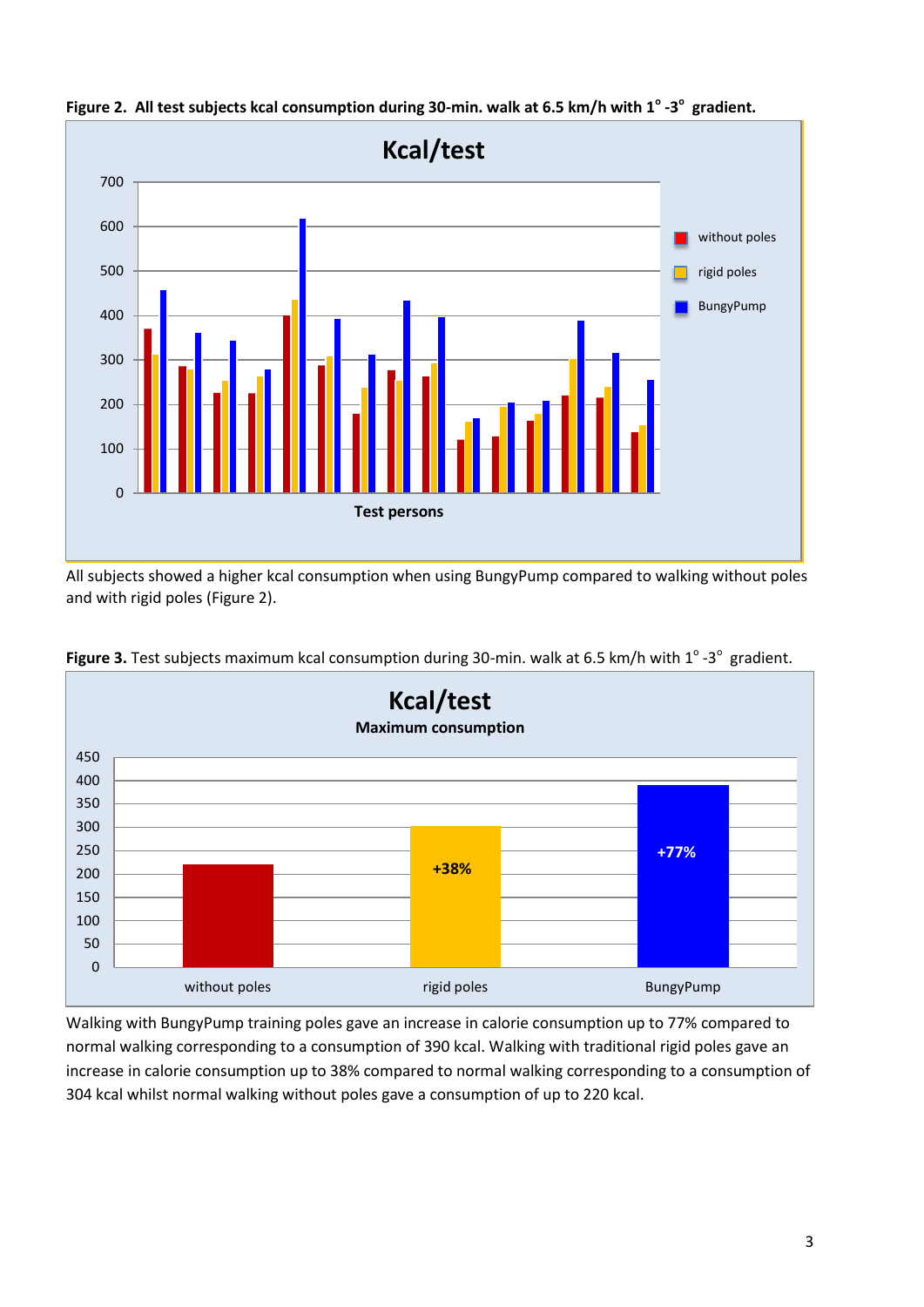**Figure 2. All test subjects kcal consumption during 30-min. walk at 6.5 km/h with 1° -3° gradient.**

All subjects showed a higher kcal consumption when using BungyPump compared to walking without poles and with rigid poles (Figure 2).

**Figure 3.** Test subjects maximum kcal consumption during 30-min. walk at 6.5 km/h with 1° -3° gradient.

Walking with BungyPump training poles gave an increase in calorie consumption up to 77% compared to normal walking corresponding to a consumption of 390 kcal. Walking with traditional rigid poles gave an increase in calorie consumption up to 38% compared to normal walking corresponding to a consumption of 304 kcal whilst normal walking without poles gave a consumption of up to 220 kcal.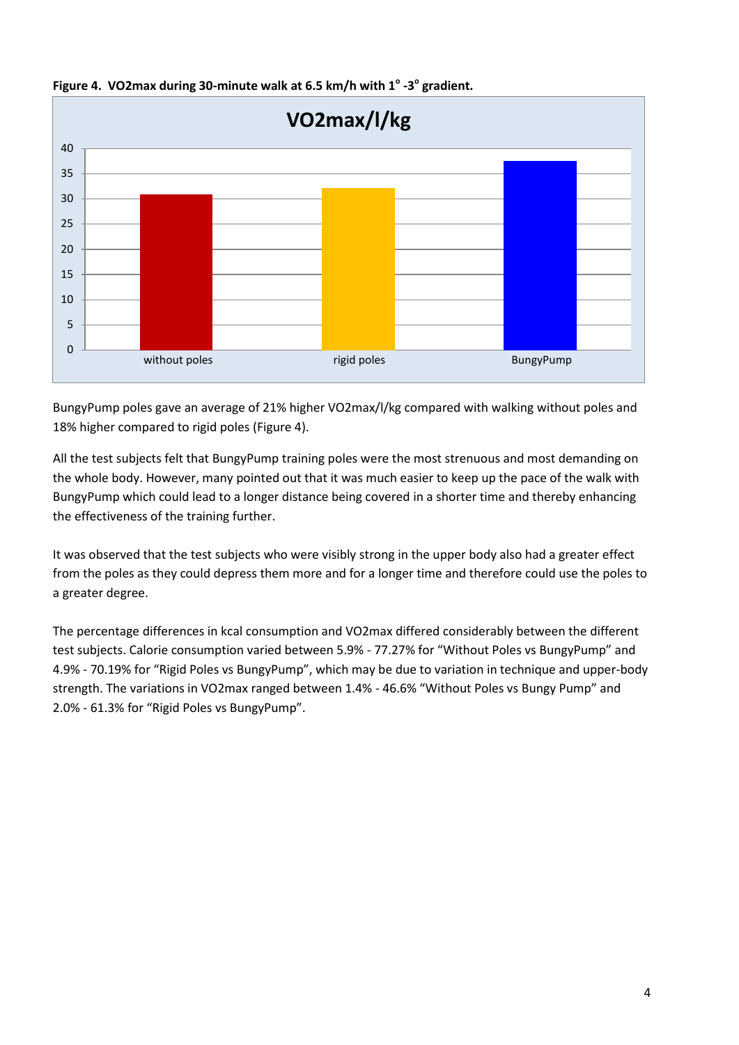**Figure 4. VO2max during 30-minute walk at 6.5 km/h with 1° -3° gradient.**

BungyPump poles gave an average of 21% higher VO2max/l/kg compared with walking without poles and 18% higher compared to rigid poles (Figure 4).

All the test subjects felt that BungyPump training poles were the most strenuous and most demanding on the whole body. However, many pointed out that it was much easier to keep up the pace of the walk with BungyPump which could lead to a longer distance being covered in a shorter time and thereby enhancing the effectiveness of the training further.

It was observed that the test subjects who were visibly strong in the upper body also had a greater effect from the poles as they could depress them more and for a longer time and therefore could use the poles to a greater degree.

The percentage differences in kcal consumption and VO2max differed considerably between the different test subjects. Calorie consumption varied between 5.9% - 77.27% for "Without Poles vs BungyPump" and 4.9% - 70.19% for "Rigid Poles vs BungyPump", which may be due to variation in technique and upper-body strength. The variations in VO2max ranged between 1.4% - 46.6% "Without Poles vs Bungy Pump" and 2.0% - 61.3% for "Rigid Poles vs BungyPump".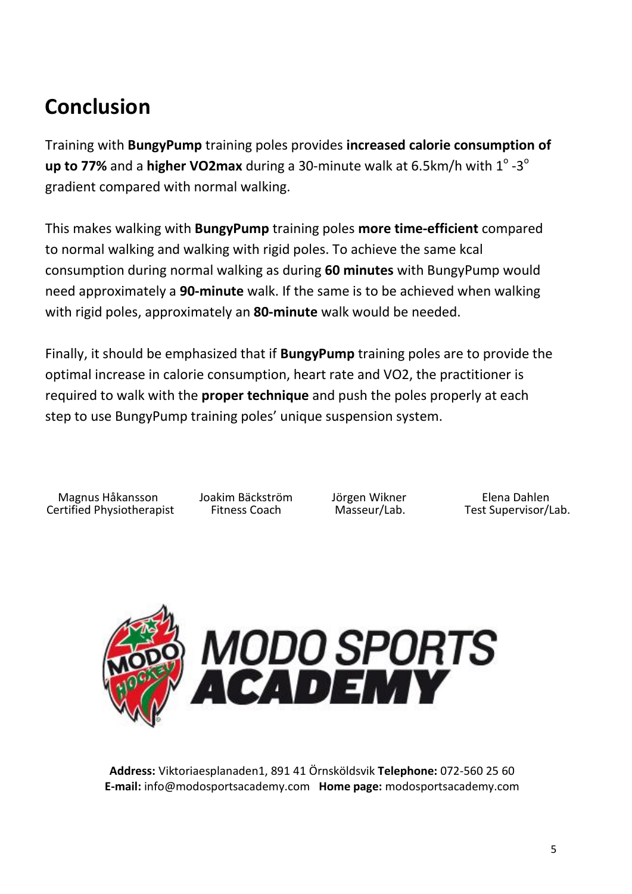# Conclusion

Training with **BungyPump** training poles provides **increased calorie consumption of up to 77%** and a **higher VO2max** during a 30-minute walk at 6.5km/h with $1^{\circ}$ -$3^{\circ}$ gradient compared with normal walking.

This makes walking with **BungyPump** training poles **more time-efficient** compared to normal walking and walking with rigid poles. To achieve the same kcal consumption during normal walking as during **60 minutes** with BungyPump would need approximately a **90-minute** walk. If the same is to be achieved when walking with rigid poles, approximately an **80-minute** walk would be needed.

Finally, it should be emphasized that if **BungyPump** training poles are to provide the optimal increase in calorie consumption, heart rate and VO2, the practitioner is required to walk with the **proper technique** and push the poles properly at each step to use BungyPump training poles' unique suspension system.

Magnus Håkansson
Certified Physiotherapist

Joakim Bäckström
Fitness Coach

Jörgen Wikner
Masseur/Lab.

Elena Dahlen
Test Supervisor/Lab.

MODO SPORTS ACADEMY

**Address:** Viktoriaesplanaden1, 891 41 Örnsköldsvik **Telephone:** 072-560 25 60
**E-mail:** info@modosportsacademy.com **Home page:** modosportsacademy.com